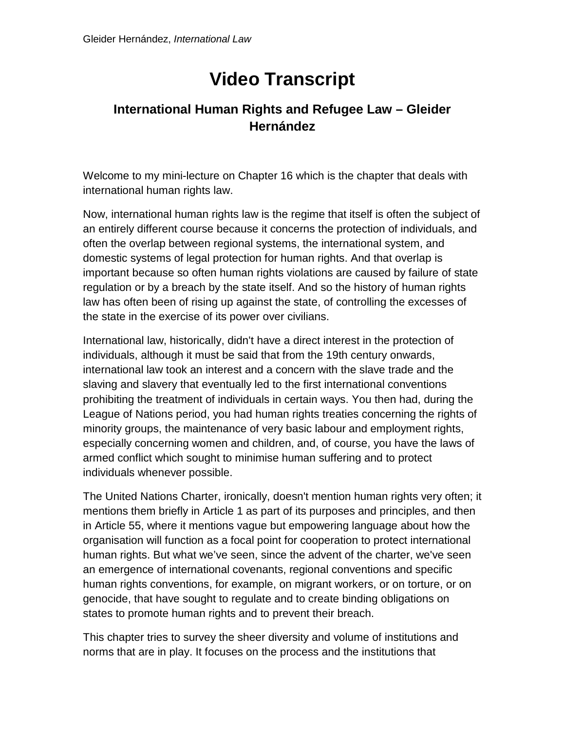# Video Transcript

## International Human Rights and Refugee Law – Gleider Hernández

Welcome to my mini-lecture on Chapter 16 which is the chapter that deals with international human rights law.

Now, international human rights law is the regime that itself is often the subject of an entirely different course because it concerns the protection of individuals, and often the overlap between regional systems, the international system, and domestic systems of legal protection for human rights. And that overlap is important because so often human rights violations are caused by failure of state regulation or by a breach by the state itself. And so the history of human rights law has often been of rising up against the state, of controlling the excesses of the state in the exercise of its power over civilians.

International law, historically, didn't have a direct interest in the protection of individuals, although it must be said that from the 19th century onwards, international law took an interest and a concern with the slave trade and the slaving and slavery that eventually led to the first international conventions prohibiting the treatment of individuals in certain ways. You then had, during the League of Nations period, you had human rights treaties concerning the rights of minority groups, the maintenance of very basic labour and employment rights, especially concerning women and children, and, of course, you have the laws of armed conflict which sought to minimise human suffering and to protect individuals whenever possible.

The United Nations Charter, ironically, doesn't mention human rights very often; it mentions them briefly in Article 1 as part of its purposes and principles, and then in Article 55, where it mentions vague but empowering language about how the organisation will function as a focal point for cooperation to protect international human rights. But what we've seen, since the advent of the charter, we've seen an emergence of international covenants, regional conventions and specific human rights conventions, for example, on migrant workers, or on torture, or on genocide, that have sought to regulate and to create binding obligations on states to promote human rights and to prevent their breach.

This chapter tries to survey the sheer diversity and volume of institutions and norms that are in play. It focuses on the process and the institutions that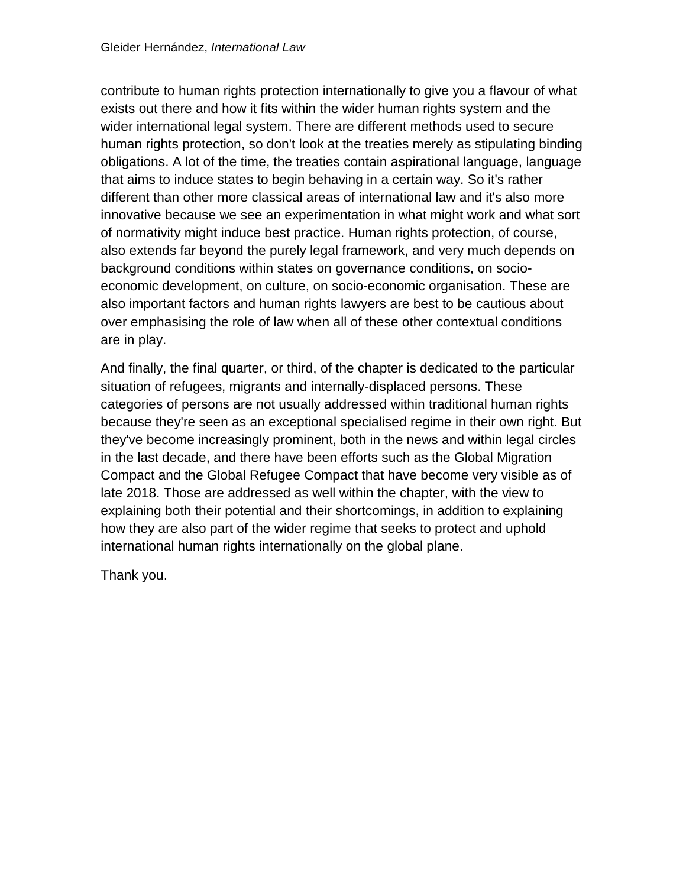contribute to human rights protection internationally to give you a flavour of what exists out there and how it fits within the wider human rights system and the wider international legal system. There are different methods used to secure human rights protection, so don't look at the treaties merely as stipulating binding obligations. A lot of the time, the treaties contain aspirational language, language that aims to induce states to begin behaving in a certain way. So it's rather different than other more classical areas of international law and it's also more innovative because we see an experimentation in what might work and what sort of normativity might induce best practice. Human rights protection, of course, also extends far beyond the purely legal framework, and very much depends on background conditions within states on governance conditions, on socio-economic development, on culture, on socio-economic organisation. These are also important factors and human rights lawyers are best to be cautious about over emphasising the role of law when all of these other contextual conditions are in play.

And finally, the final quarter, or third, of the chapter is dedicated to the particular situation of refugees, migrants and internally-displaced persons. These categories of persons are not usually addressed within traditional human rights because they're seen as an exceptional specialised regime in their own right. But they've become increasingly prominent, both in the news and within legal circles in the last decade, and there have been efforts such as the Global Migration Compact and the Global Refugee Compact that have become very visible as of late 2018. Those are addressed as well within the chapter, with the view to explaining both their potential and their shortcomings, in addition to explaining how they are also part of the wider regime that seeks to protect and uphold international human rights internationally on the global plane.

Thank you.